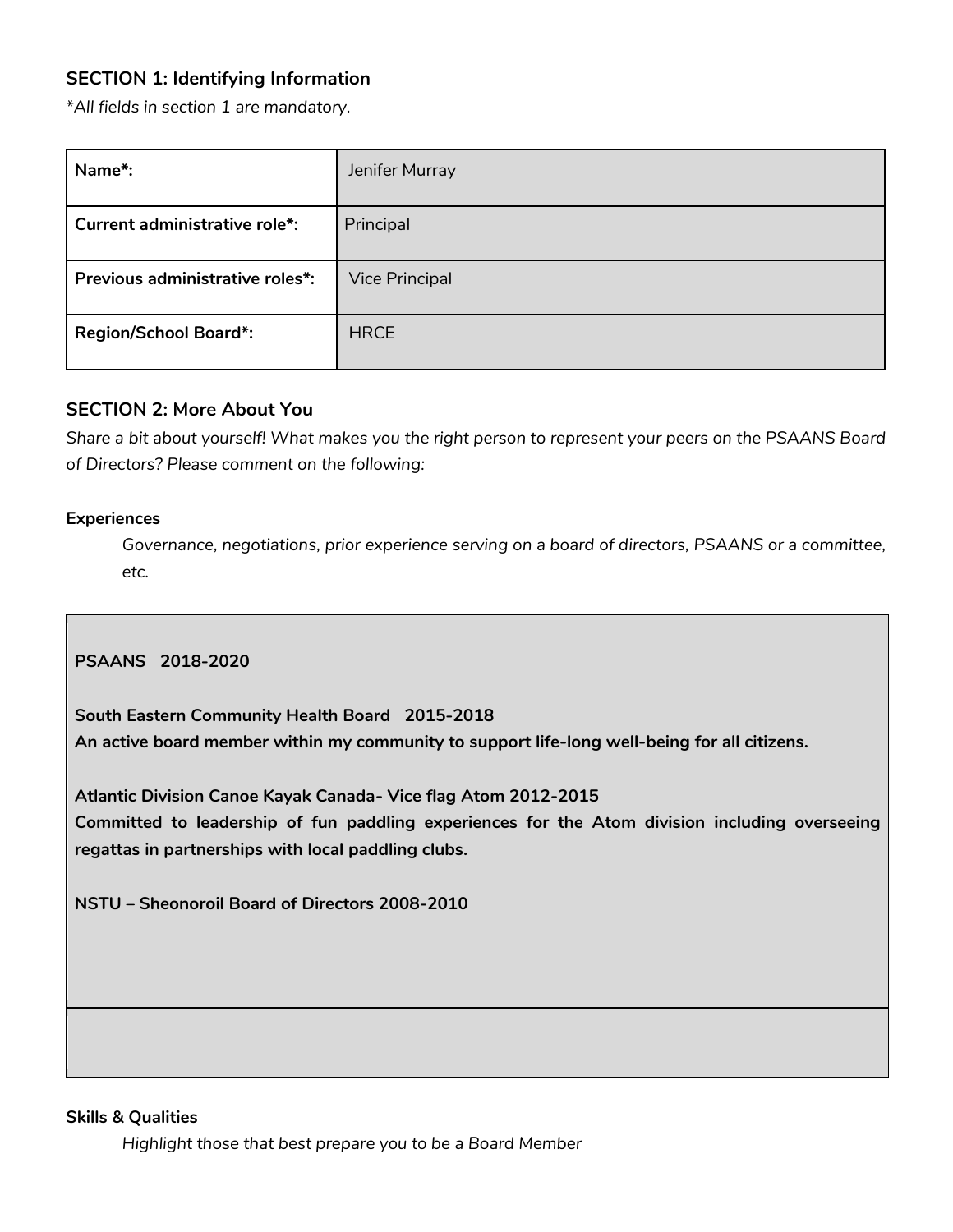### SECTION 1: Identifying Information

*\*All fields in section 1 are mandatory.*

| | |
|---|---|
| **Name\*:** | Jenifer Murray |
| **Current administrative role\*:** | Principal |
| **Previous administrative roles\*:** | Vice Principal |
| **Region/School Board\*:** | HRCE |

### SECTION 2: More About You

*Share a bit about yourself! What makes you the right person to represent your peers on the PSAANS Board of Directors? Please comment on the following:*

**Experiences**

*Governance, negotiations, prior experience serving on a board of directors, PSAANS or a committee, etc.*

**PSAANS 2018-2020**

**South Eastern Community Health Board 2015-2018**
**An active board member within my community to support life-long well-being for all citizens.**

**Atlantic Division Canoe Kayak Canada- Vice flag Atom 2012-2015**
**Committed to leadership of fun paddling experiences for the Atom division including overseeing regattas in partnerships with local paddling clubs.**

**NSTU – Sheonoroil Board of Directors 2008-2010**

**Skills & Qualities**

*Highlight those that best prepare you to be a Board Member*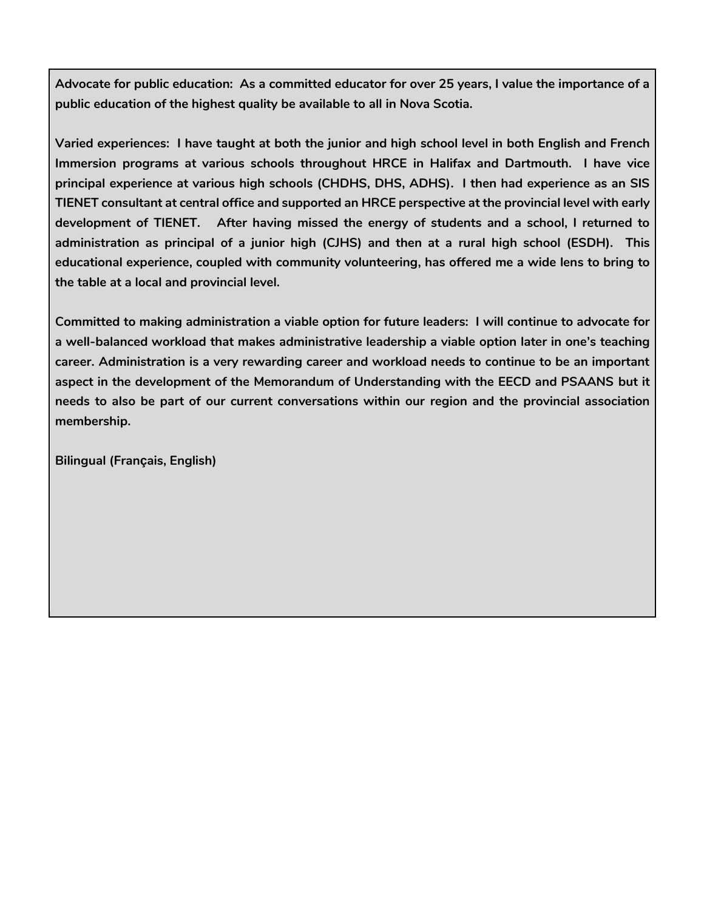**Advocate for public education: As a committed educator for over 25 years, I value the importance of a public education of the highest quality be available to all in Nova Scotia.**

**Varied experiences: I have taught at both the junior and high school level in both English and French Immersion programs at various schools throughout HRCE in Halifax and Dartmouth. I have vice principal experience at various high schools (CHDHS, DHS, ADHS). I then had experience as an SIS TIENET consultant at central office and supported an HRCE perspective at the provincial level with early development of TIENET. After having missed the energy of students and a school, I returned to administration as principal of a junior high (CJHS) and then at a rural high school (ESDH). This educational experience, coupled with community volunteering, has offered me a wide lens to bring to the table at a local and provincial level.**

**Committed to making administration a viable option for future leaders: I will continue to advocate for a well-balanced workload that makes administrative leadership a viable option later in one's teaching career. Administration is a very rewarding career and workload needs to continue to be an important aspect in the development of the Memorandum of Understanding with the EECD and PSAANS but it needs to also be part of our current conversations within our region and the provincial association membership.**

**Bilingual (Français, English)**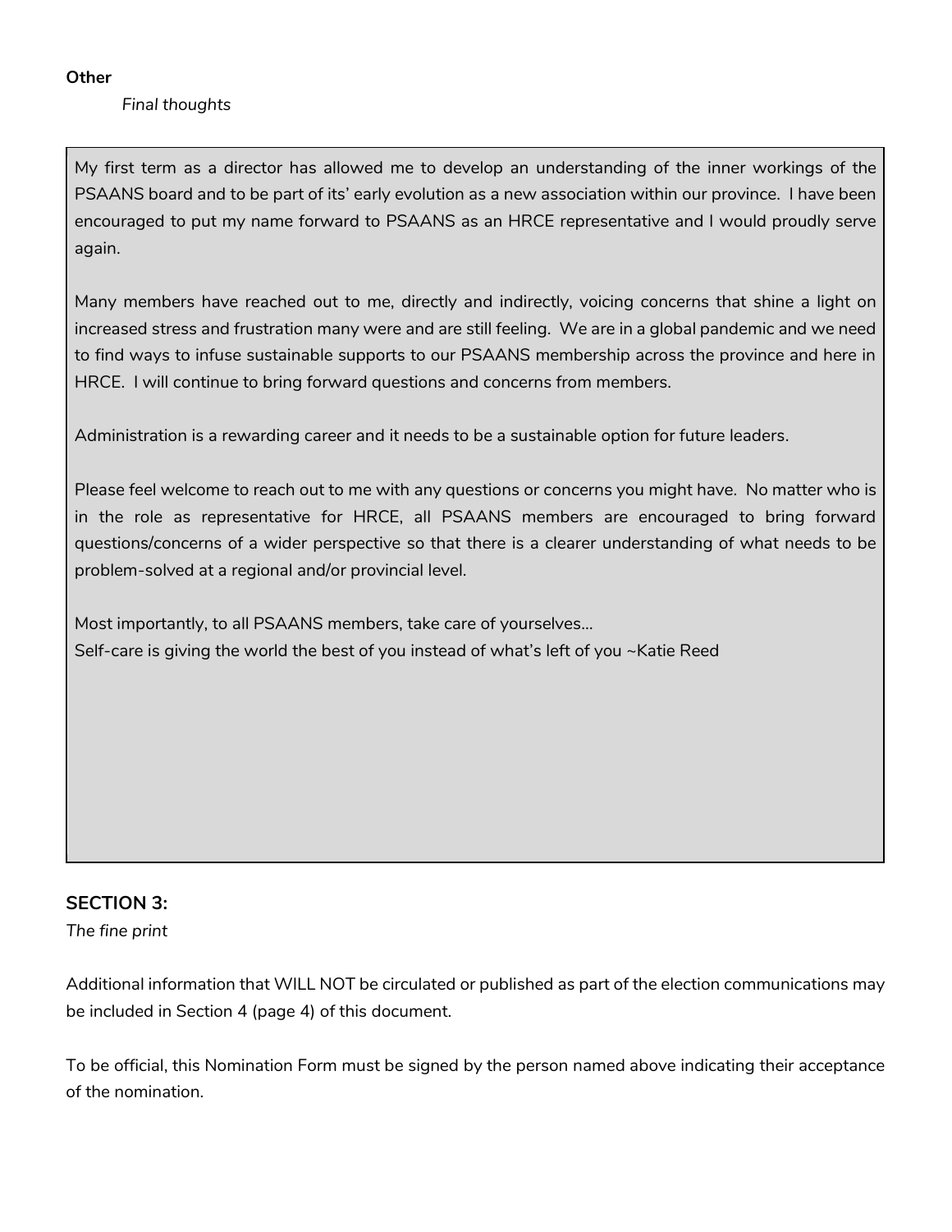**Other**

*Final thoughts*

My first term as a director has allowed me to develop an understanding of the inner workings of the PSAANS board and to be part of its' early evolution as a new association within our province. I have been encouraged to put my name forward to PSAANS as an HRCE representative and I would proudly serve again.

Many members have reached out to me, directly and indirectly, voicing concerns that shine a light on increased stress and frustration many were and are still feeling. We are in a global pandemic and we need to find ways to infuse sustainable supports to our PSAANS membership across the province and here in HRCE. I will continue to bring forward questions and concerns from members.

Administration is a rewarding career and it needs to be a sustainable option for future leaders.

Please feel welcome to reach out to me with any questions or concerns you might have. No matter who is in the role as representative for HRCE, all PSAANS members are encouraged to bring forward questions/concerns of a wider perspective so that there is a clearer understanding of what needs to be problem-solved at a regional and/or provincial level.

Most importantly, to all PSAANS members, take care of yourselves…
Self-care is giving the world the best of you instead of what's left of you ~Katie Reed

## SECTION 3:

*The fine print*

Additional information that WILL NOT be circulated or published as part of the election communications may be included in Section 4 (page 4) of this document.

To be official, this Nomination Form must be signed by the person named above indicating their acceptance of the nomination.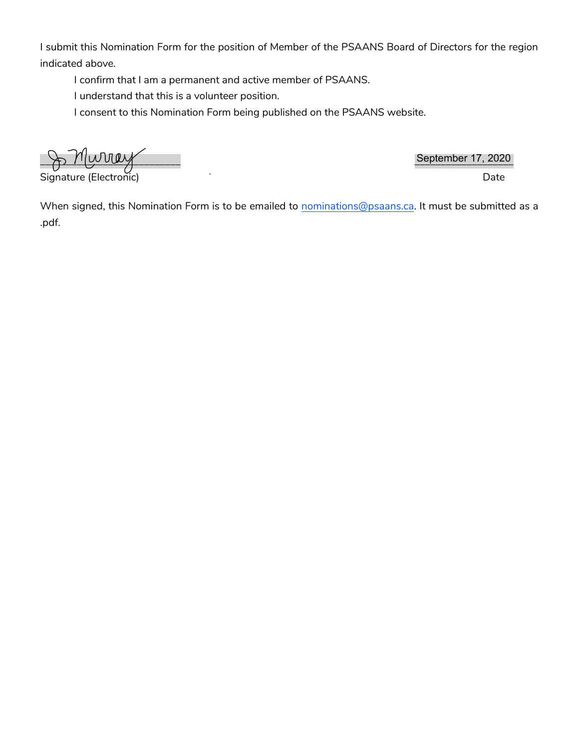I submit this Nomination Form for the position of Member of the PSAANS Board of Directors for the region indicated above.

I confirm that I am a permanent and active member of PSAANS.

I understand that this is a volunteer position.

I consent to this Nomination Form being published on the PSAANS website.

Jo Murray

Signature (Electronic)

September 17, 2020

Date

When signed, this Nomination Form is to be emailed to nominations@psaans.ca. It must be submitted as a .pdf.